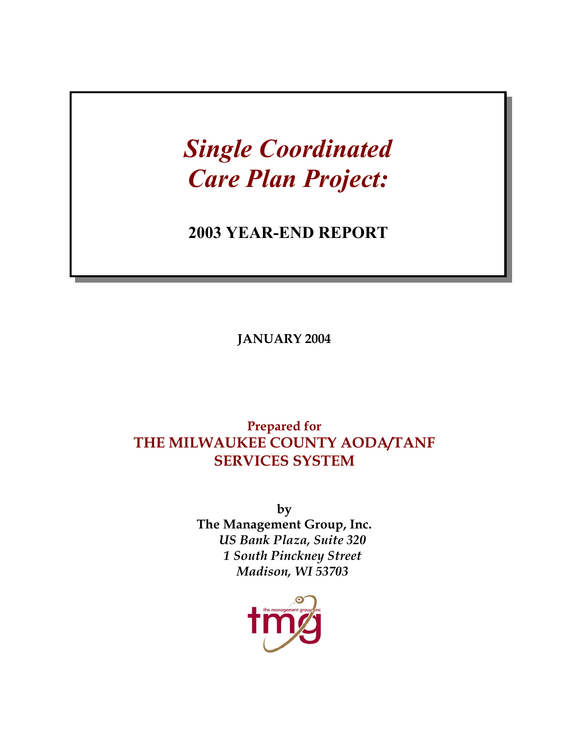# *Single Coordinated Care Plan Project:*

## 2003 YEAR-END REPORT

**JANUARY 2004**

**Prepared for**
**THE MILWAUKEE COUNTY AODA/TANF SERVICES SYSTEM**

**by**
**The Management Group, Inc.**
*US Bank Plaza, Suite 320*
*1 South Pinckney Street*
*Madison, WI 53703*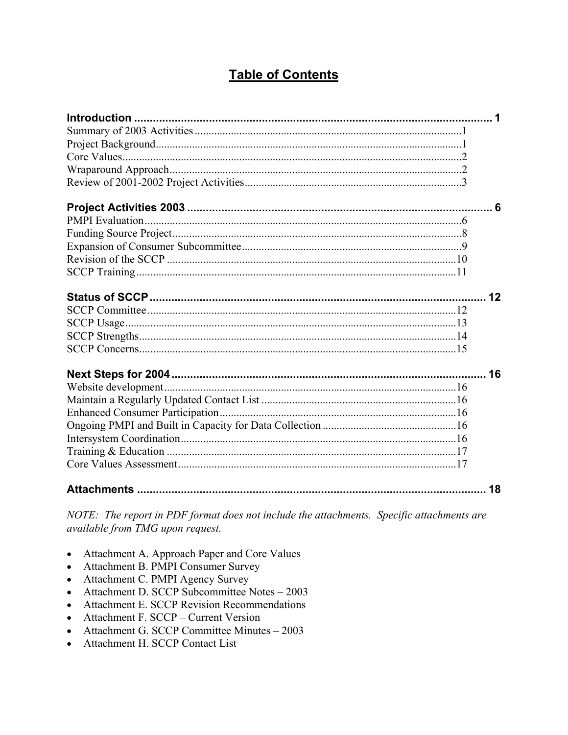# Table of Contents

**Introduction** ........................................................................ **1**
Summary of 2003 Activities ........................................................................ 1
Project Background ........................................................................ 1
Core Values ........................................................................ 2
Wraparound Approach ........................................................................ 2
Review of 2001-2002 Project Activities ........................................................................ 3

**Project Activities 2003** ........................................................................ **6**
PMPI Evaluation ........................................................................ 6
Funding Source Project ........................................................................ 8
Expansion of Consumer Subcommittee ........................................................................ 9
Revision of the SCCP ........................................................................ 10
SCCP Training ........................................................................ 11

**Status of SCCP** ........................................................................ **12**
SCCP Committee ........................................................................ 12
SCCP Usage ........................................................................ 13
SCCP Strengths ........................................................................ 14
SCCP Concerns ........................................................................ 15

**Next Steps for 2004** ........................................................................ **16**
Website development ........................................................................ 16
Maintain a Regularly Updated Contact List ........................................................................ 16
Enhanced Consumer Participation ........................................................................ 16
Ongoing PMPI and Built in Capacity for Data Collection ........................................................................ 16
Intersystem Coordination ........................................................................ 16
Training & Education ........................................................................ 17
Core Values Assessment ........................................................................ 17

**Attachments** ........................................................................ **18**

*NOTE: The report in PDF format does not include the attachments. Specific attachments are available from TMG upon request.*

- Attachment A. Approach Paper and Core Values
- Attachment B. PMPI Consumer Survey
- Attachment C. PMPI Agency Survey
- Attachment D. SCCP Subcommittee Notes – 2003
- Attachment E. SCCP Revision Recommendations
- Attachment F. SCCP – Current Version
- Attachment G. SCCP Committee Minutes – 2003
- Attachment H. SCCP Contact List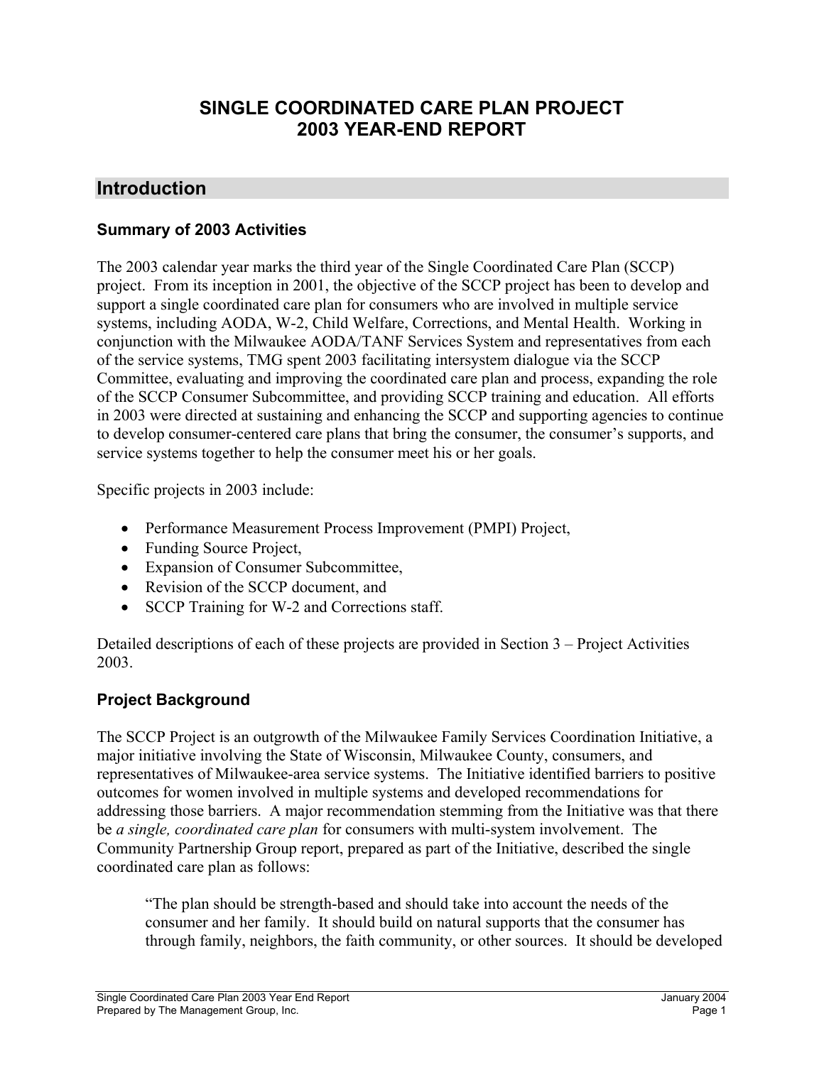# SINGLE COORDINATED CARE PLAN PROJECT
# 2003 YEAR-END REPORT

## Introduction

### Summary of 2003 Activities

The 2003 calendar year marks the third year of the Single Coordinated Care Plan (SCCP) project. From its inception in 2001, the objective of the SCCP project has been to develop and support a single coordinated care plan for consumers who are involved in multiple service systems, including AODA, W-2, Child Welfare, Corrections, and Mental Health. Working in conjunction with the Milwaukee AODA/TANF Services System and representatives from each of the service systems, TMG spent 2003 facilitating intersystem dialogue via the SCCP Committee, evaluating and improving the coordinated care plan and process, expanding the role of the SCCP Consumer Subcommittee, and providing SCCP training and education. All efforts in 2003 were directed at sustaining and enhancing the SCCP and supporting agencies to continue to develop consumer-centered care plans that bring the consumer, the consumer's supports, and service systems together to help the consumer meet his or her goals.

Specific projects in 2003 include:

- Performance Measurement Process Improvement (PMPI) Project,
- Funding Source Project,
- Expansion of Consumer Subcommittee,
- Revision of the SCCP document, and
- SCCP Training for W-2 and Corrections staff.

Detailed descriptions of each of these projects are provided in Section 3 – Project Activities 2003.

### Project Background

The SCCP Project is an outgrowth of the Milwaukee Family Services Coordination Initiative, a major initiative involving the State of Wisconsin, Milwaukee County, consumers, and representatives of Milwaukee-area service systems. The Initiative identified barriers to positive outcomes for women involved in multiple systems and developed recommendations for addressing those barriers. A major recommendation stemming from the Initiative was that there be *a single, coordinated care plan* for consumers with multi-system involvement. The Community Partnership Group report, prepared as part of the Initiative, described the single coordinated care plan as follows:

> "The plan should be strength-based and should take into account the needs of the consumer and her family. It should build on natural supports that the consumer has through family, neighbors, the faith community, or other sources. It should be developed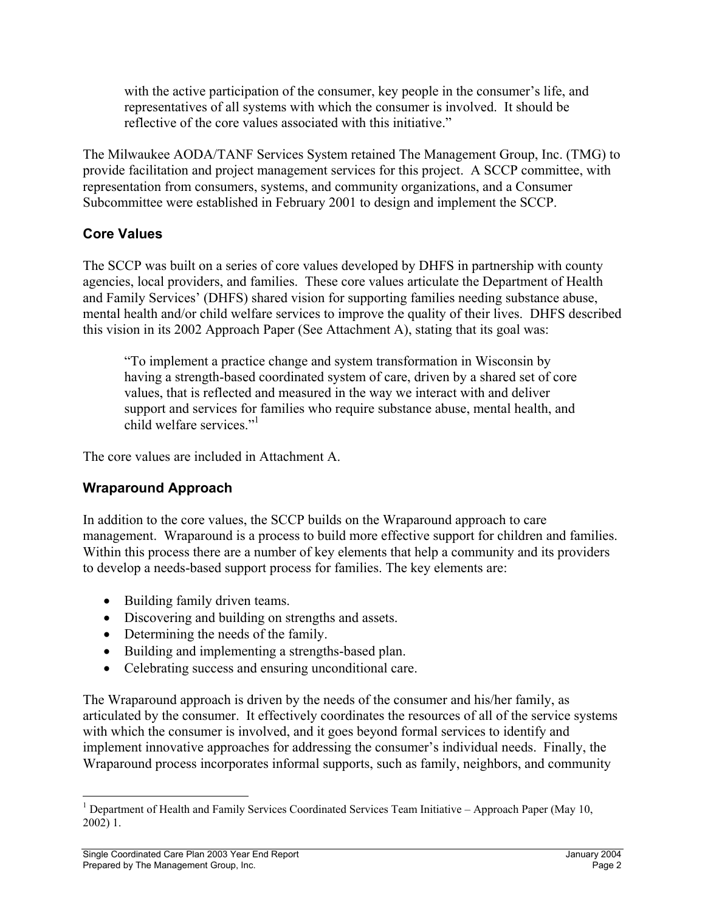> with the active participation of the consumer, key people in the consumer's life, and representatives of all systems with which the consumer is involved. It should be reflective of the core values associated with this initiative."

The Milwaukee AODA/TANF Services System retained The Management Group, Inc. (TMG) to provide facilitation and project management services for this project. A SCCP committee, with representation from consumers, systems, and community organizations, and a Consumer Subcommittee were established in February 2001 to design and implement the SCCP.

## Core Values

The SCCP was built on a series of core values developed by DHFS in partnership with county agencies, local providers, and families. These core values articulate the Department of Health and Family Services' (DHFS) shared vision for supporting families needing substance abuse, mental health and/or child welfare services to improve the quality of their lives. DHFS described this vision in its 2002 Approach Paper (See Attachment A), stating that its goal was:

> "To implement a practice change and system transformation in Wisconsin by having a strength-based coordinated system of care, driven by a shared set of core values, that is reflected and measured in the way we interact with and deliver support and services for families who require substance abuse, mental health, and child welfare services."[1]

The core values are included in Attachment A.

## Wraparound Approach

In addition to the core values, the SCCP builds on the Wraparound approach to care management. Wraparound is a process to build more effective support for children and families. Within this process there are a number of key elements that help a community and its providers to develop a needs-based support process for families. The key elements are:

- Building family driven teams.
- Discovering and building on strengths and assets.
- Determining the needs of the family.
- Building and implementing a strengths-based plan.
- Celebrating success and ensuring unconditional care.

The Wraparound approach is driven by the needs of the consumer and his/her family, as articulated by the consumer. It effectively coordinates the resources of all of the service systems with which the consumer is involved, and it goes beyond formal services to identify and implement innovative approaches for addressing the consumer's individual needs. Finally, the Wraparound process incorporates informal supports, such as family, neighbors, and community

[1] Department of Health and Family Services Coordinated Services Team Initiative – Approach Paper (May 10, 2002) 1.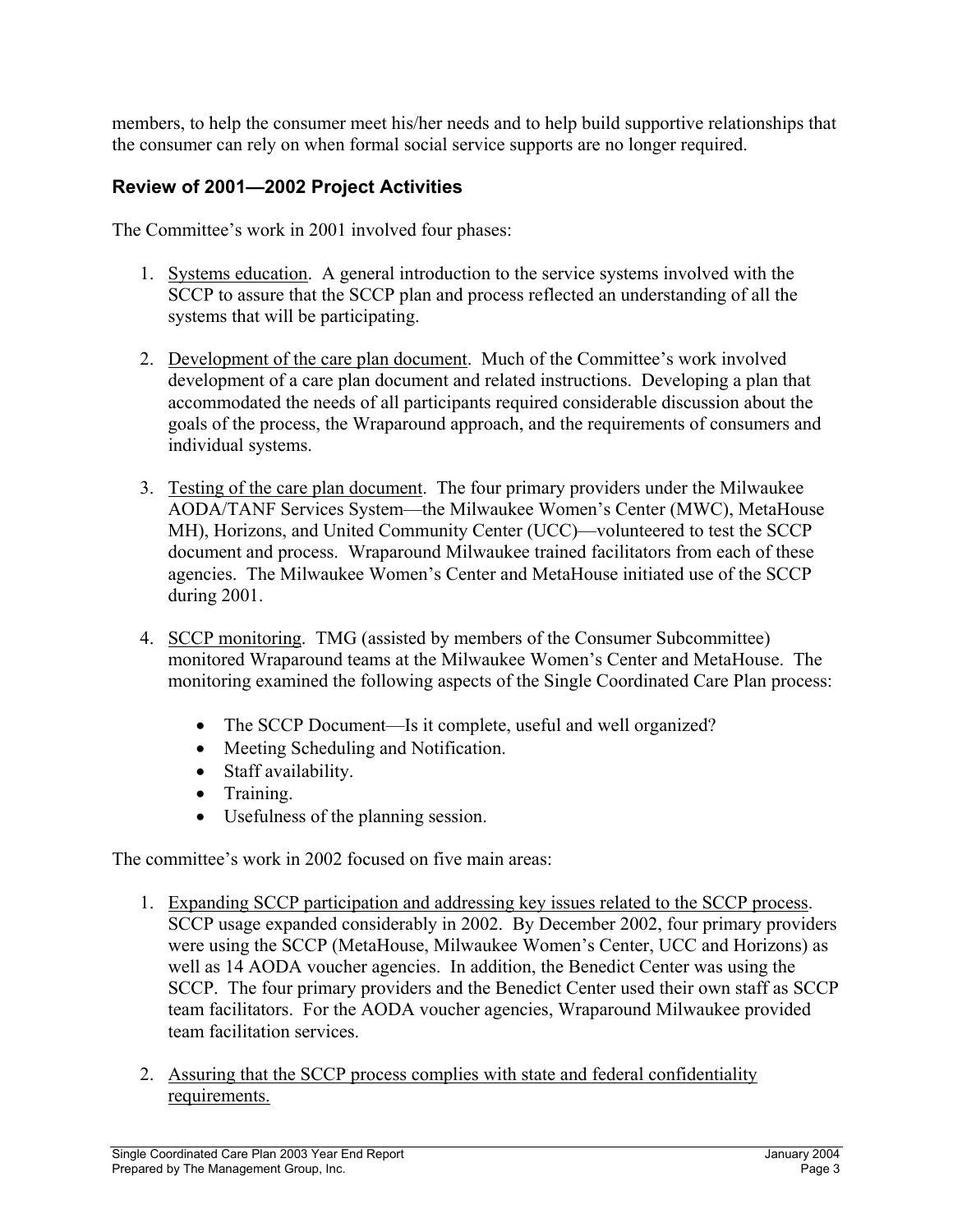members, to help the consumer meet his/her needs and to help build supportive relationships that the consumer can rely on when formal social service supports are no longer required.

### Review of 2001—2002 Project Activities

The Committee's work in 2001 involved four phases:

1. Systems education. A general introduction to the service systems involved with the SCCP to assure that the SCCP plan and process reflected an understanding of all the systems that will be participating.

2. Development of the care plan document. Much of the Committee's work involved development of a care plan document and related instructions. Developing a plan that accommodated the needs of all participants required considerable discussion about the goals of the process, the Wraparound approach, and the requirements of consumers and individual systems.

3. Testing of the care plan document. The four primary providers under the Milwaukee AODA/TANF Services System—the Milwaukee Women's Center (MWC), MetaHouse MH), Horizons, and United Community Center (UCC)—volunteered to test the SCCP document and process. Wraparound Milwaukee trained facilitators from each of these agencies. The Milwaukee Women's Center and MetaHouse initiated use of the SCCP during 2001.

4. SCCP monitoring. TMG (assisted by members of the Consumer Subcommittee) monitored Wraparound teams at the Milwaukee Women's Center and MetaHouse. The monitoring examined the following aspects of the Single Coordinated Care Plan process:

   - The SCCP Document—Is it complete, useful and well organized?
   - Meeting Scheduling and Notification.
   - Staff availability.
   - Training.
   - Usefulness of the planning session.

The committee's work in 2002 focused on five main areas:

1. Expanding SCCP participation and addressing key issues related to the SCCP process. SCCP usage expanded considerably in 2002. By December 2002, four primary providers were using the SCCP (MetaHouse, Milwaukee Women's Center, UCC and Horizons) as well as 14 AODA voucher agencies. In addition, the Benedict Center was using the SCCP. The four primary providers and the Benedict Center used their own staff as SCCP team facilitators. For the AODA voucher agencies, Wraparound Milwaukee provided team facilitation services.

2. Assuring that the SCCP process complies with state and federal confidentiality requirements.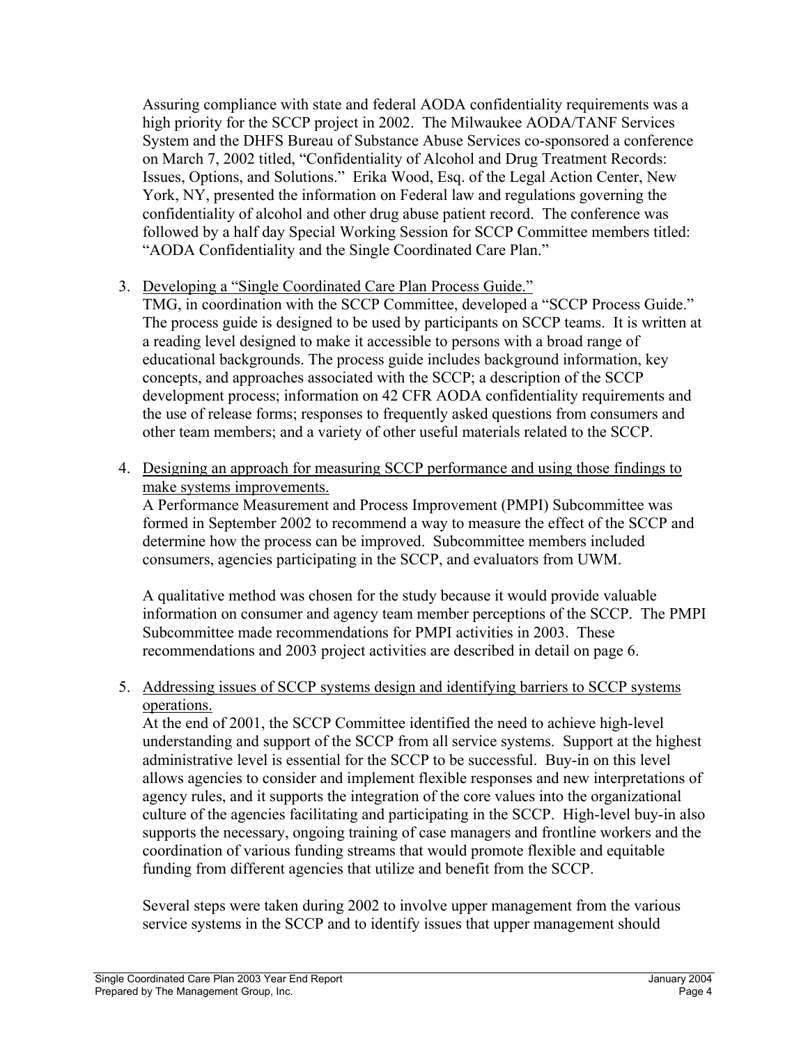Assuring compliance with state and federal AODA confidentiality requirements was a high priority for the SCCP project in 2002. The Milwaukee AODA/TANF Services System and the DHFS Bureau of Substance Abuse Services co-sponsored a conference on March 7, 2002 titled, "Confidentiality of Alcohol and Drug Treatment Records: Issues, Options, and Solutions." Erika Wood, Esq. of the Legal Action Center, New York, NY, presented the information on Federal law and regulations governing the confidentiality of alcohol and other drug abuse patient record. The conference was followed by a half day Special Working Session for SCCP Committee members titled: "AODA Confidentiality and the Single Coordinated Care Plan."

3. <u>Developing a "Single Coordinated Care Plan Process Guide."</u>
   TMG, in coordination with the SCCP Committee, developed a "SCCP Process Guide." The process guide is designed to be used by participants on SCCP teams. It is written at a reading level designed to make it accessible to persons with a broad range of educational backgrounds. The process guide includes background information, key concepts, and approaches associated with the SCCP; a description of the SCCP development process; information on 42 CFR AODA confidentiality requirements and the use of release forms; responses to frequently asked questions from consumers and other team members; and a variety of other useful materials related to the SCCP.

4. <u>Designing an approach for measuring SCCP performance and using those findings to make systems improvements.</u>
   A Performance Measurement and Process Improvement (PMPI) Subcommittee was formed in September 2002 to recommend a way to measure the effect of the SCCP and determine how the process can be improved. Subcommittee members included consumers, agencies participating in the SCCP, and evaluators from UWM.

   A qualitative method was chosen for the study because it would provide valuable information on consumer and agency team member perceptions of the SCCP. The PMPI Subcommittee made recommendations for PMPI activities in 2003. These recommendations and 2003 project activities are described in detail on page 6.

5. <u>Addressing issues of SCCP systems design and identifying barriers to SCCP systems operations.</u>
   At the end of 2001, the SCCP Committee identified the need to achieve high-level understanding and support of the SCCP from all service systems. Support at the highest administrative level is essential for the SCCP to be successful. Buy-in on this level allows agencies to consider and implement flexible responses and new interpretations of agency rules, and it supports the integration of the core values into the organizational culture of the agencies facilitating and participating in the SCCP. High-level buy-in also supports the necessary, ongoing training of case managers and frontline workers and the coordination of various funding streams that would promote flexible and equitable funding from different agencies that utilize and benefit from the SCCP.

   Several steps were taken during 2002 to involve upper management from the various service systems in the SCCP and to identify issues that upper management should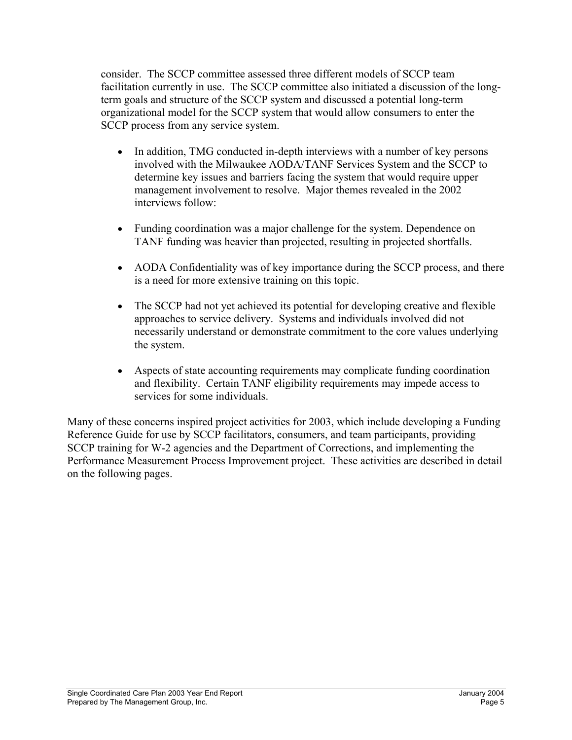consider. The SCCP committee assessed three different models of SCCP team facilitation currently in use. The SCCP committee also initiated a discussion of the long-term goals and structure of the SCCP system and discussed a potential long-term organizational model for the SCCP system that would allow consumers to enter the SCCP process from any service system.

- In addition, TMG conducted in-depth interviews with a number of key persons involved with the Milwaukee AODA/TANF Services System and the SCCP to determine key issues and barriers facing the system that would require upper management involvement to resolve. Major themes revealed in the 2002 interviews follow:

- Funding coordination was a major challenge for the system. Dependence on TANF funding was heavier than projected, resulting in projected shortfalls.

- AODA Confidentiality was of key importance during the SCCP process, and there is a need for more extensive training on this topic.

- The SCCP had not yet achieved its potential for developing creative and flexible approaches to service delivery. Systems and individuals involved did not necessarily understand or demonstrate commitment to the core values underlying the system.

- Aspects of state accounting requirements may complicate funding coordination and flexibility. Certain TANF eligibility requirements may impede access to services for some individuals.

Many of these concerns inspired project activities for 2003, which include developing a Funding Reference Guide for use by SCCP facilitators, consumers, and team participants, providing SCCP training for W-2 agencies and the Department of Corrections, and implementing the Performance Measurement Process Improvement project. These activities are described in detail on the following pages.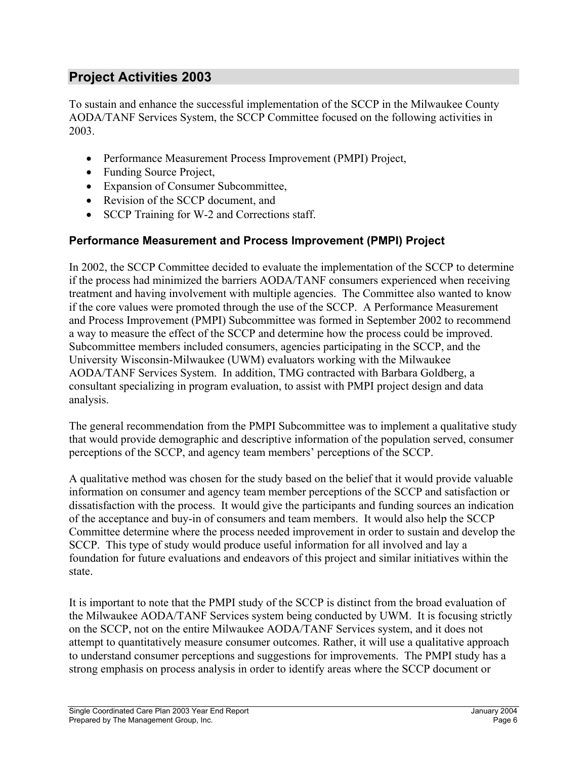## Project Activities 2003

To sustain and enhance the successful implementation of the SCCP in the Milwaukee County AODA/TANF Services System, the SCCP Committee focused on the following activities in 2003.

- Performance Measurement Process Improvement (PMPI) Project,
- Funding Source Project,
- Expansion of Consumer Subcommittee,
- Revision of the SCCP document, and
- SCCP Training for W-2 and Corrections staff.

### Performance Measurement and Process Improvement (PMPI) Project

In 2002, the SCCP Committee decided to evaluate the implementation of the SCCP to determine if the process had minimized the barriers AODA/TANF consumers experienced when receiving treatment and having involvement with multiple agencies. The Committee also wanted to know if the core values were promoted through the use of the SCCP. A Performance Measurement and Process Improvement (PMPI) Subcommittee was formed in September 2002 to recommend a way to measure the effect of the SCCP and determine how the process could be improved. Subcommittee members included consumers, agencies participating in the SCCP, and the University Wisconsin-Milwaukee (UWM) evaluators working with the Milwaukee AODA/TANF Services System. In addition, TMG contracted with Barbara Goldberg, a consultant specializing in program evaluation, to assist with PMPI project design and data analysis.

The general recommendation from the PMPI Subcommittee was to implement a qualitative study that would provide demographic and descriptive information of the population served, consumer perceptions of the SCCP, and agency team members' perceptions of the SCCP.

A qualitative method was chosen for the study based on the belief that it would provide valuable information on consumer and agency team member perceptions of the SCCP and satisfaction or dissatisfaction with the process. It would give the participants and funding sources an indication of the acceptance and buy-in of consumers and team members. It would also help the SCCP Committee determine where the process needed improvement in order to sustain and develop the SCCP. This type of study would produce useful information for all involved and lay a foundation for future evaluations and endeavors of this project and similar initiatives within the state.

It is important to note that the PMPI study of the SCCP is distinct from the broad evaluation of the Milwaukee AODA/TANF Services system being conducted by UWM. It is focusing strictly on the SCCP, not on the entire Milwaukee AODA/TANF Services system, and it does not attempt to quantitatively measure consumer outcomes. Rather, it will use a qualitative approach to understand consumer perceptions and suggestions for improvements. The PMPI study has a strong emphasis on process analysis in order to identify areas where the SCCP document or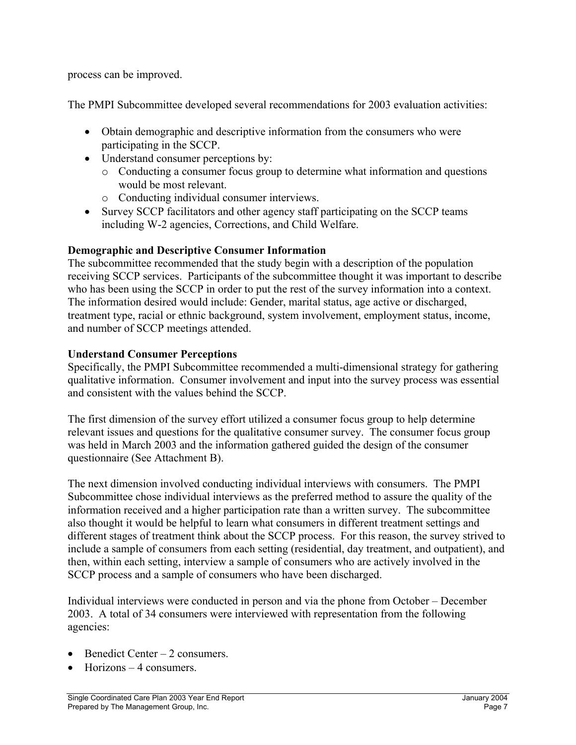process can be improved.

The PMPI Subcommittee developed several recommendations for 2003 evaluation activities:

- Obtain demographic and descriptive information from the consumers who were participating in the SCCP.
- Understand consumer perceptions by:
  - Conducting a consumer focus group to determine what information and questions would be most relevant.
  - Conducting individual consumer interviews.
- Survey SCCP facilitators and other agency staff participating on the SCCP teams including W-2 agencies, Corrections, and Child Welfare.

**Demographic and Descriptive Consumer Information**

The subcommittee recommended that the study begin with a description of the population receiving SCCP services. Participants of the subcommittee thought it was important to describe who has been using the SCCP in order to put the rest of the survey information into a context. The information desired would include: Gender, marital status, age active or discharged, treatment type, racial or ethnic background, system involvement, employment status, income, and number of SCCP meetings attended.

**Understand Consumer Perceptions**

Specifically, the PMPI Subcommittee recommended a multi-dimensional strategy for gathering qualitative information. Consumer involvement and input into the survey process was essential and consistent with the values behind the SCCP.

The first dimension of the survey effort utilized a consumer focus group to help determine relevant issues and questions for the qualitative consumer survey. The consumer focus group was held in March 2003 and the information gathered guided the design of the consumer questionnaire (See Attachment B).

The next dimension involved conducting individual interviews with consumers. The PMPI Subcommittee chose individual interviews as the preferred method to assure the quality of the information received and a higher participation rate than a written survey. The subcommittee also thought it would be helpful to learn what consumers in different treatment settings and different stages of treatment think about the SCCP process. For this reason, the survey strived to include a sample of consumers from each setting (residential, day treatment, and outpatient), and then, within each setting, interview a sample of consumers who are actively involved in the SCCP process and a sample of consumers who have been discharged.

Individual interviews were conducted in person and via the phone from October – December 2003. A total of 34 consumers were interviewed with representation from the following agencies:

- Benedict Center – 2 consumers.
- Horizons – 4 consumers.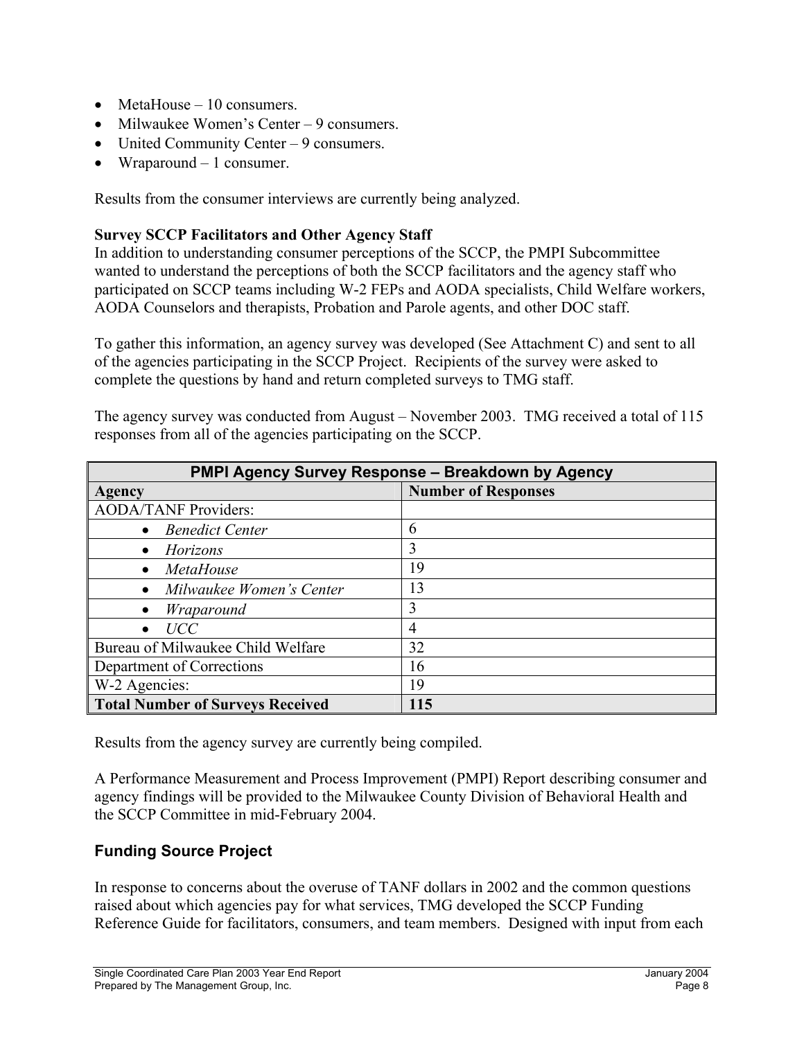- MetaHouse – 10 consumers.
- Milwaukee Women's Center – 9 consumers.
- United Community Center – 9 consumers.
- Wraparound – 1 consumer.

Results from the consumer interviews are currently being analyzed.

**Survey SCCP Facilitators and Other Agency Staff**

In addition to understanding consumer perceptions of the SCCP, the PMPI Subcommittee wanted to understand the perceptions of both the SCCP facilitators and the agency staff who participated on SCCP teams including W-2 FEPs and AODA specialists, Child Welfare workers, AODA Counselors and therapists, Probation and Parole agents, and other DOC staff.

To gather this information, an agency survey was developed (See Attachment C) and sent to all of the agencies participating in the SCCP Project. Recipients of the survey were asked to complete the questions by hand and return completed surveys to TMG staff.

The agency survey was conducted from August – November 2003. TMG received a total of 115 responses from all of the agencies participating on the SCCP.

| PMPI Agency Survey Response – Breakdown by Agency | |
|---|---|
| **Agency** | **Number of Responses** |
| AODA/TANF Providers: | |
| • *Benedict Center* | 6 |
| • *Horizons* | 3 |
| • *MetaHouse* | 19 |
| • *Milwaukee Women's Center* | 13 |
| • *Wraparound* | 3 |
| • *UCC* | 4 |
| Bureau of Milwaukee Child Welfare | 32 |
| Department of Corrections | 16 |
| W-2 Agencies: | 19 |
| **Total Number of Surveys Received** | **115** |

Results from the agency survey are currently being compiled.

A Performance Measurement and Process Improvement (PMPI) Report describing consumer and agency findings will be provided to the Milwaukee County Division of Behavioral Health and the SCCP Committee in mid-February 2004.

## Funding Source Project

In response to concerns about the overuse of TANF dollars in 2002 and the common questions raised about which agencies pay for what services, TMG developed the SCCP Funding Reference Guide for facilitators, consumers, and team members. Designed with input from each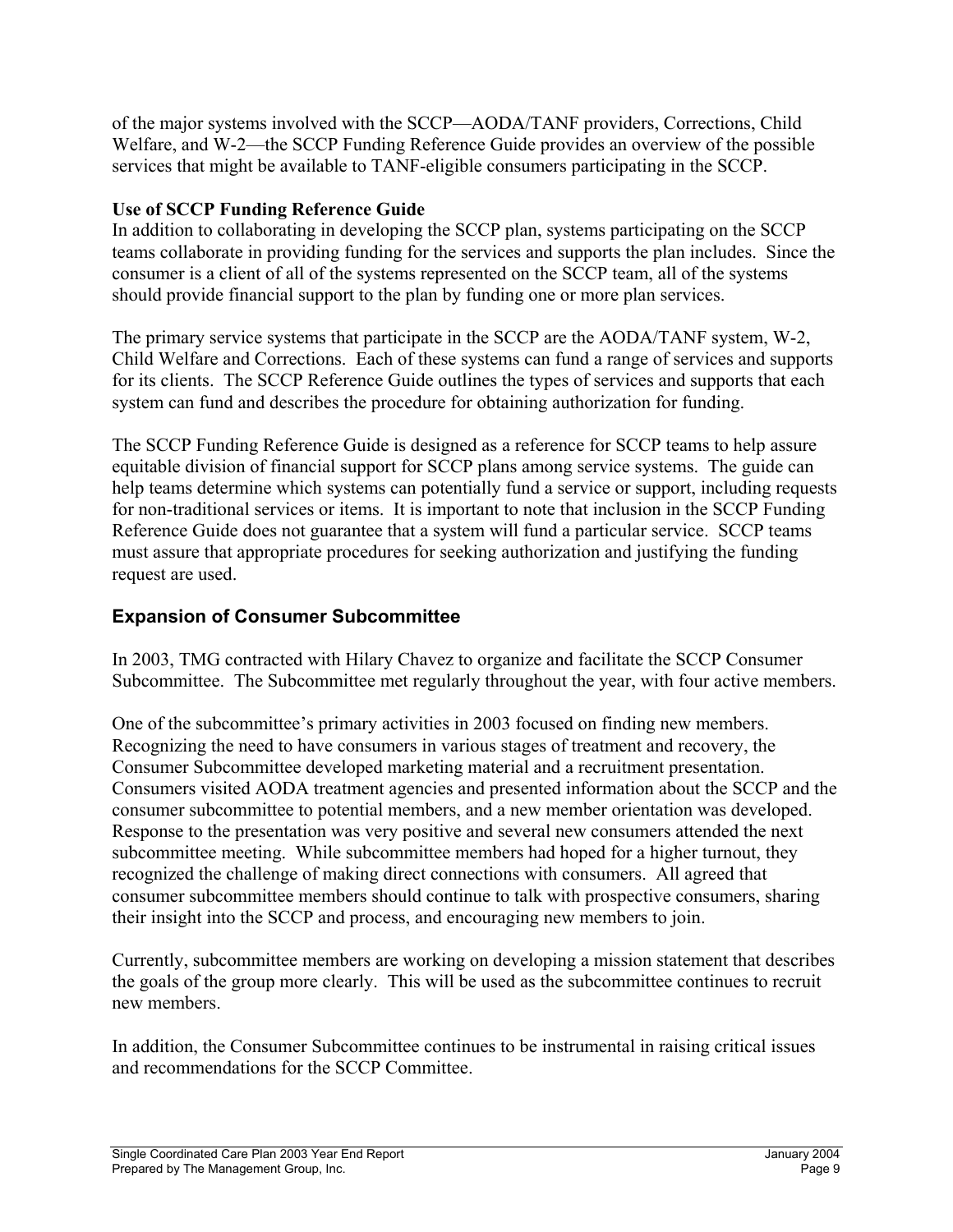of the major systems involved with the SCCP—AODA/TANF providers, Corrections, Child Welfare, and W-2—the SCCP Funding Reference Guide provides an overview of the possible services that might be available to TANF-eligible consumers participating in the SCCP.

**Use of SCCP Funding Reference Guide**
In addition to collaborating in developing the SCCP plan, systems participating on the SCCP teams collaborate in providing funding for the services and supports the plan includes. Since the consumer is a client of all of the systems represented on the SCCP team, all of the systems should provide financial support to the plan by funding one or more plan services.

The primary service systems that participate in the SCCP are the AODA/TANF system, W-2, Child Welfare and Corrections. Each of these systems can fund a range of services and supports for its clients. The SCCP Reference Guide outlines the types of services and supports that each system can fund and describes the procedure for obtaining authorization for funding.

The SCCP Funding Reference Guide is designed as a reference for SCCP teams to help assure equitable division of financial support for SCCP plans among service systems. The guide can help teams determine which systems can potentially fund a service or support, including requests for non-traditional services or items. It is important to note that inclusion in the SCCP Funding Reference Guide does not guarantee that a system will fund a particular service. SCCP teams must assure that appropriate procedures for seeking authorization and justifying the funding request are used.

## Expansion of Consumer Subcommittee

In 2003, TMG contracted with Hilary Chavez to organize and facilitate the SCCP Consumer Subcommittee. The Subcommittee met regularly throughout the year, with four active members.

One of the subcommittee's primary activities in 2003 focused on finding new members. Recognizing the need to have consumers in various stages of treatment and recovery, the Consumer Subcommittee developed marketing material and a recruitment presentation. Consumers visited AODA treatment agencies and presented information about the SCCP and the consumer subcommittee to potential members, and a new member orientation was developed. Response to the presentation was very positive and several new consumers attended the next subcommittee meeting. While subcommittee members had hoped for a higher turnout, they recognized the challenge of making direct connections with consumers. All agreed that consumer subcommittee members should continue to talk with prospective consumers, sharing their insight into the SCCP and process, and encouraging new members to join.

Currently, subcommittee members are working on developing a mission statement that describes the goals of the group more clearly. This will be used as the subcommittee continues to recruit new members.

In addition, the Consumer Subcommittee continues to be instrumental in raising critical issues and recommendations for the SCCP Committee.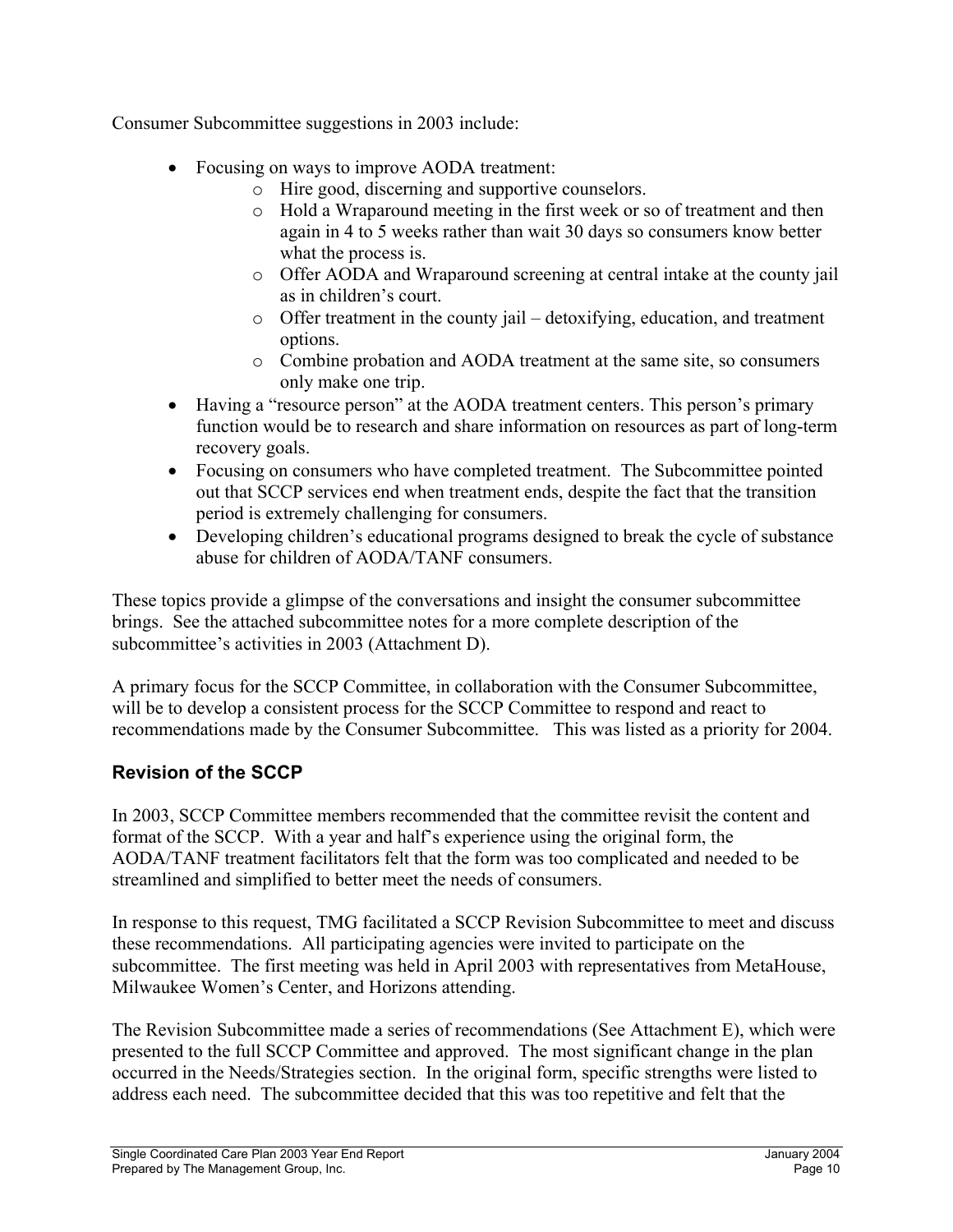Consumer Subcommittee suggestions in 2003 include:

- Focusing on ways to improve AODA treatment:
  - Hire good, discerning and supportive counselors.
  - Hold a Wraparound meeting in the first week or so of treatment and then again in 4 to 5 weeks rather than wait 30 days so consumers know better what the process is.
  - Offer AODA and Wraparound screening at central intake at the county jail as in children's court.
  - Offer treatment in the county jail – detoxifying, education, and treatment options.
  - Combine probation and AODA treatment at the same site, so consumers only make one trip.
- Having a "resource person" at the AODA treatment centers. This person's primary function would be to research and share information on resources as part of long-term recovery goals.
- Focusing on consumers who have completed treatment. The Subcommittee pointed out that SCCP services end when treatment ends, despite the fact that the transition period is extremely challenging for consumers.
- Developing children's educational programs designed to break the cycle of substance abuse for children of AODA/TANF consumers.

These topics provide a glimpse of the conversations and insight the consumer subcommittee brings. See the attached subcommittee notes for a more complete description of the subcommittee's activities in 2003 (Attachment D).

A primary focus for the SCCP Committee, in collaboration with the Consumer Subcommittee, will be to develop a consistent process for the SCCP Committee to respond and react to recommendations made by the Consumer Subcommittee. This was listed as a priority for 2004.

## Revision of the SCCP

In 2003, SCCP Committee members recommended that the committee revisit the content and format of the SCCP. With a year and half's experience using the original form, the AODA/TANF treatment facilitators felt that the form was too complicated and needed to be streamlined and simplified to better meet the needs of consumers.

In response to this request, TMG facilitated a SCCP Revision Subcommittee to meet and discuss these recommendations. All participating agencies were invited to participate on the subcommittee. The first meeting was held in April 2003 with representatives from MetaHouse, Milwaukee Women's Center, and Horizons attending.

The Revision Subcommittee made a series of recommendations (See Attachment E), which were presented to the full SCCP Committee and approved. The most significant change in the plan occurred in the Needs/Strategies section. In the original form, specific strengths were listed to address each need. The subcommittee decided that this was too repetitive and felt that the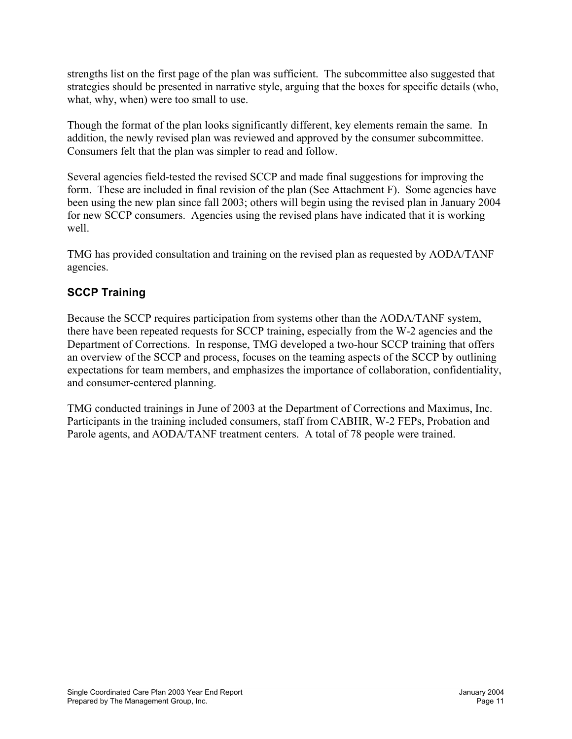strengths list on the first page of the plan was sufficient. The subcommittee also suggested that strategies should be presented in narrative style, arguing that the boxes for specific details (who, what, why, when) were too small to use.

Though the format of the plan looks significantly different, key elements remain the same. In addition, the newly revised plan was reviewed and approved by the consumer subcommittee. Consumers felt that the plan was simpler to read and follow.

Several agencies field-tested the revised SCCP and made final suggestions for improving the form. These are included in final revision of the plan (See Attachment F). Some agencies have been using the new plan since fall 2003; others will begin using the revised plan in January 2004 for new SCCP consumers. Agencies using the revised plans have indicated that it is working well.

TMG has provided consultation and training on the revised plan as requested by AODA/TANF agencies.

### SCCP Training

Because the SCCP requires participation from systems other than the AODA/TANF system, there have been repeated requests for SCCP training, especially from the W-2 agencies and the Department of Corrections. In response, TMG developed a two-hour SCCP training that offers an overview of the SCCP and process, focuses on the teaming aspects of the SCCP by outlining expectations for team members, and emphasizes the importance of collaboration, confidentiality, and consumer-centered planning.

TMG conducted trainings in June of 2003 at the Department of Corrections and Maximus, Inc. Participants in the training included consumers, staff from CABHR, W-2 FEPs, Probation and Parole agents, and AODA/TANF treatment centers. A total of 78 people were trained.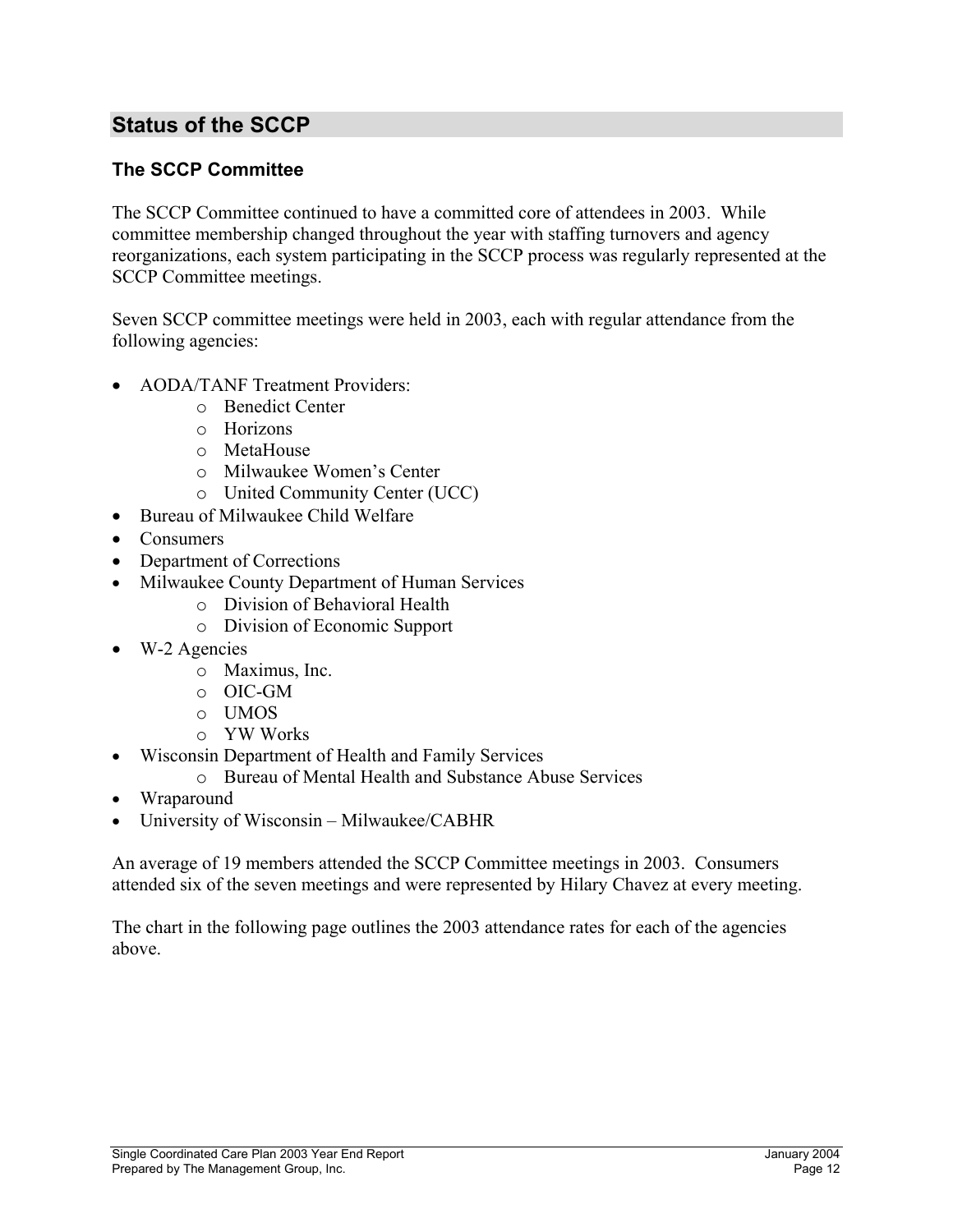## Status of the SCCP

### The SCCP Committee

The SCCP Committee continued to have a committed core of attendees in 2003. While committee membership changed throughout the year with staffing turnovers and agency reorganizations, each system participating in the SCCP process was regularly represented at the SCCP Committee meetings.

Seven SCCP committee meetings were held in 2003, each with regular attendance from the following agencies:

- AODA/TANF Treatment Providers:
  - Benedict Center
  - Horizons
  - MetaHouse
  - Milwaukee Women's Center
  - United Community Center (UCC)
- Bureau of Milwaukee Child Welfare
- Consumers
- Department of Corrections
- Milwaukee County Department of Human Services
  - Division of Behavioral Health
  - Division of Economic Support
- W-2 Agencies
  - Maximus, Inc.
  - OIC-GM
  - UMOS
  - YW Works
- Wisconsin Department of Health and Family Services
  - Bureau of Mental Health and Substance Abuse Services
- Wraparound
- University of Wisconsin – Milwaukee/CABHR

An average of 19 members attended the SCCP Committee meetings in 2003. Consumers attended six of the seven meetings and were represented by Hilary Chavez at every meeting.

The chart in the following page outlines the 2003 attendance rates for each of the agencies above.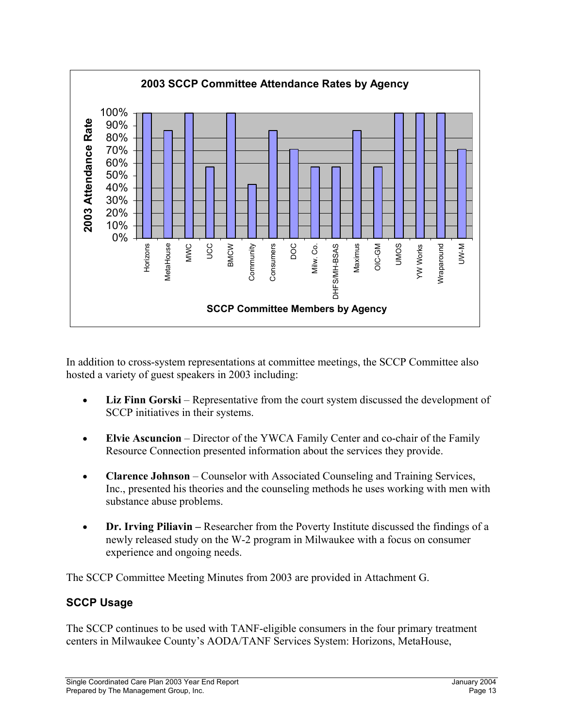**2003 SCCP Committee Attendance Rates by Agency**

In addition to cross-system representations at committee meetings, the SCCP Committee also hosted a variety of guest speakers in 2003 including:

- **Liz Finn Gorski** – Representative from the court system discussed the development of SCCP initiatives in their systems.

- **Elvie Ascuncion** – Director of the YWCA Family Center and co-chair of the Family Resource Connection presented information about the services they provide.

- **Clarence Johnson** – Counselor with Associated Counseling and Training Services, Inc., presented his theories and the counseling methods he uses working with men with substance abuse problems.

- **Dr. Irving Piliavin –** Researcher from the Poverty Institute discussed the findings of a newly released study on the W-2 program in Milwaukee with a focus on consumer experience and ongoing needs.

The SCCP Committee Meeting Minutes from 2003 are provided in Attachment G.

## SCCP Usage

The SCCP continues to be used with TANF-eligible consumers in the four primary treatment centers in Milwaukee County's AODA/TANF Services System: Horizons, MetaHouse,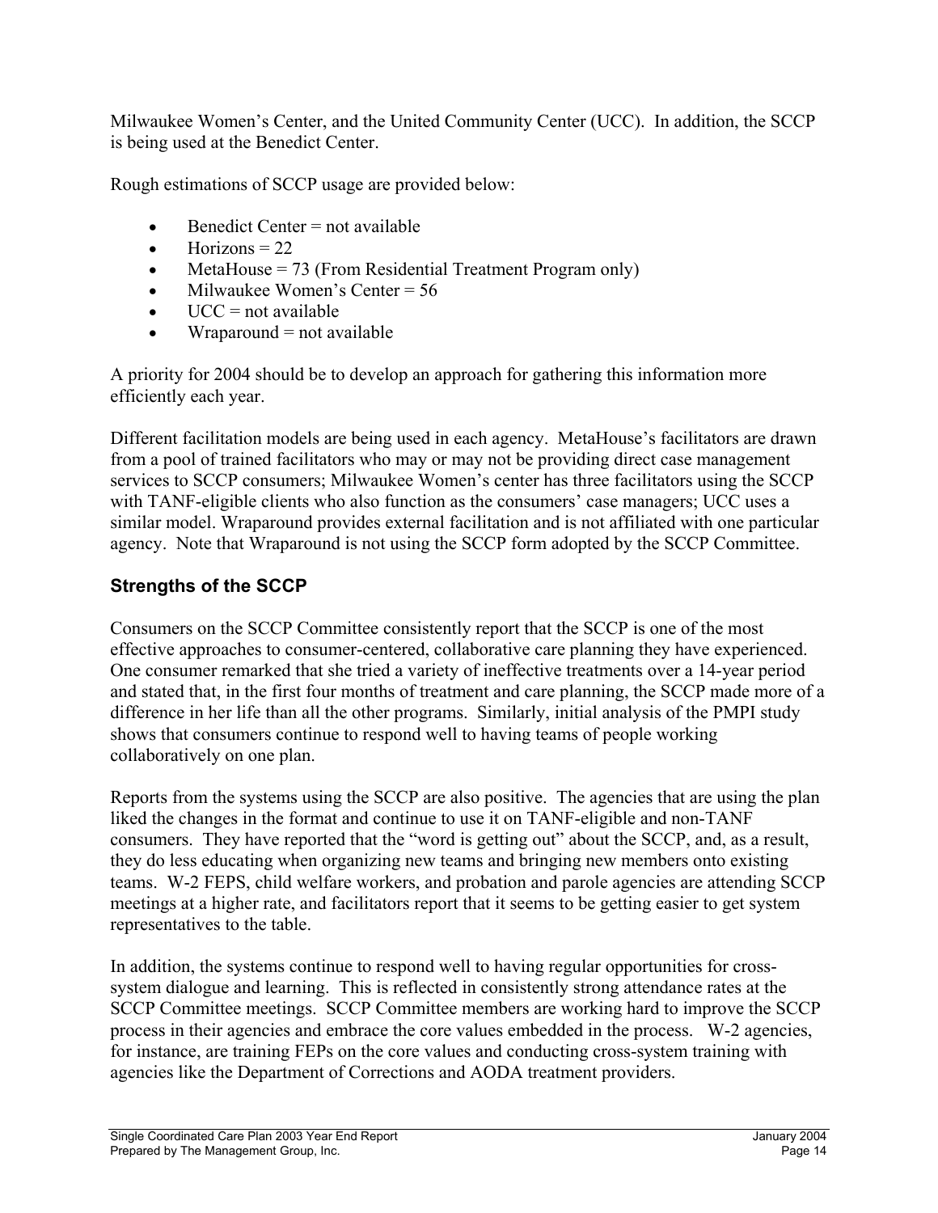Milwaukee Women's Center, and the United Community Center (UCC). In addition, the SCCP is being used at the Benedict Center.

Rough estimations of SCCP usage are provided below:

- Benedict Center = not available
- Horizons = 22
- MetaHouse = 73 (From Residential Treatment Program only)
- Milwaukee Women's Center = 56
- UCC = not available
- Wraparound = not available

A priority for 2004 should be to develop an approach for gathering this information more efficiently each year.

Different facilitation models are being used in each agency. MetaHouse's facilitators are drawn from a pool of trained facilitators who may or may not be providing direct case management services to SCCP consumers; Milwaukee Women's center has three facilitators using the SCCP with TANF-eligible clients who also function as the consumers' case managers; UCC uses a similar model. Wraparound provides external facilitation and is not affiliated with one particular agency. Note that Wraparound is not using the SCCP form adopted by the SCCP Committee.

### Strengths of the SCCP

Consumers on the SCCP Committee consistently report that the SCCP is one of the most effective approaches to consumer-centered, collaborative care planning they have experienced. One consumer remarked that she tried a variety of ineffective treatments over a 14-year period and stated that, in the first four months of treatment and care planning, the SCCP made more of a difference in her life than all the other programs. Similarly, initial analysis of the PMPI study shows that consumers continue to respond well to having teams of people working collaboratively on one plan.

Reports from the systems using the SCCP are also positive. The agencies that are using the plan liked the changes in the format and continue to use it on TANF-eligible and non-TANF consumers. They have reported that the "word is getting out" about the SCCP, and, as a result, they do less educating when organizing new teams and bringing new members onto existing teams. W-2 FEPS, child welfare workers, and probation and parole agencies are attending SCCP meetings at a higher rate, and facilitators report that it seems to be getting easier to get system representatives to the table.

In addition, the systems continue to respond well to having regular opportunities for cross-system dialogue and learning. This is reflected in consistently strong attendance rates at the SCCP Committee meetings. SCCP Committee members are working hard to improve the SCCP process in their agencies and embrace the core values embedded in the process. W-2 agencies, for instance, are training FEPs on the core values and conducting cross-system training with agencies like the Department of Corrections and AODA treatment providers.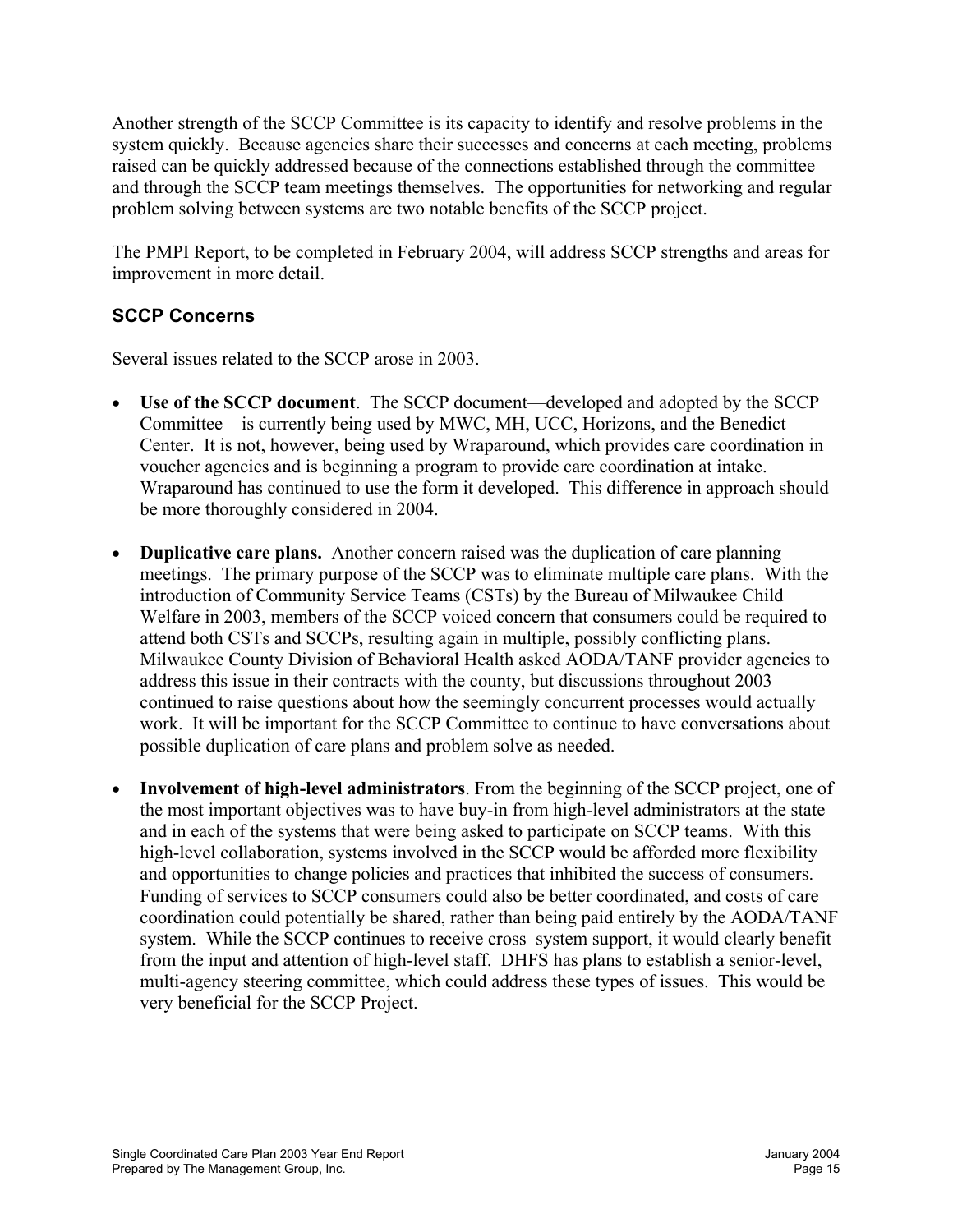Another strength of the SCCP Committee is its capacity to identify and resolve problems in the system quickly. Because agencies share their successes and concerns at each meeting, problems raised can be quickly addressed because of the connections established through the committee and through the SCCP team meetings themselves. The opportunities for networking and regular problem solving between systems are two notable benefits of the SCCP project.

The PMPI Report, to be completed in February 2004, will address SCCP strengths and areas for improvement in more detail.

### SCCP Concerns

Several issues related to the SCCP arose in 2003.

- **Use of the SCCP document**. The SCCP document—developed and adopted by the SCCP Committee—is currently being used by MWC, MH, UCC, Horizons, and the Benedict Center. It is not, however, being used by Wraparound, which provides care coordination in voucher agencies and is beginning a program to provide care coordination at intake. Wraparound has continued to use the form it developed. This difference in approach should be more thoroughly considered in 2004.

- **Duplicative care plans.** Another concern raised was the duplication of care planning meetings. The primary purpose of the SCCP was to eliminate multiple care plans. With the introduction of Community Service Teams (CSTs) by the Bureau of Milwaukee Child Welfare in 2003, members of the SCCP voiced concern that consumers could be required to attend both CSTs and SCCPs, resulting again in multiple, possibly conflicting plans. Milwaukee County Division of Behavioral Health asked AODA/TANF provider agencies to address this issue in their contracts with the county, but discussions throughout 2003 continued to raise questions about how the seemingly concurrent processes would actually work. It will be important for the SCCP Committee to continue to have conversations about possible duplication of care plans and problem solve as needed.

- **Involvement of high-level administrators**. From the beginning of the SCCP project, one of the most important objectives was to have buy-in from high-level administrators at the state and in each of the systems that were being asked to participate on SCCP teams. With this high-level collaboration, systems involved in the SCCP would be afforded more flexibility and opportunities to change policies and practices that inhibited the success of consumers. Funding of services to SCCP consumers could also be better coordinated, and costs of care coordination could potentially be shared, rather than being paid entirely by the AODA/TANF system. While the SCCP continues to receive cross–system support, it would clearly benefit from the input and attention of high-level staff. DHFS has plans to establish a senior-level, multi-agency steering committee, which could address these types of issues. This would be very beneficial for the SCCP Project.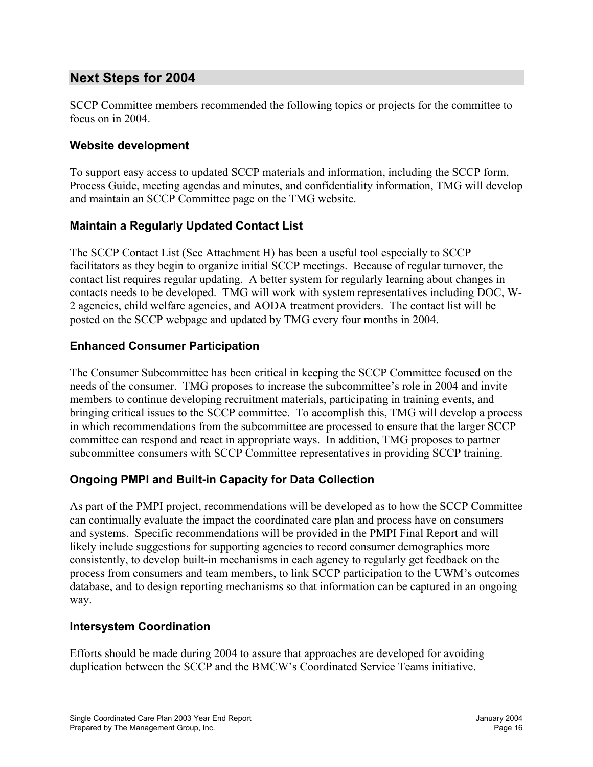## Next Steps for 2004

SCCP Committee members recommended the following topics or projects for the committee to focus on in 2004.

### Website development

To support easy access to updated SCCP materials and information, including the SCCP form, Process Guide, meeting agendas and minutes, and confidentiality information, TMG will develop and maintain an SCCP Committee page on the TMG website.

### Maintain a Regularly Updated Contact List

The SCCP Contact List (See Attachment H) has been a useful tool especially to SCCP facilitators as they begin to organize initial SCCP meetings. Because of regular turnover, the contact list requires regular updating. A better system for regularly learning about changes in contacts needs to be developed. TMG will work with system representatives including DOC, W-2 agencies, child welfare agencies, and AODA treatment providers. The contact list will be posted on the SCCP webpage and updated by TMG every four months in 2004.

### Enhanced Consumer Participation

The Consumer Subcommittee has been critical in keeping the SCCP Committee focused on the needs of the consumer. TMG proposes to increase the subcommittee's role in 2004 and invite members to continue developing recruitment materials, participating in training events, and bringing critical issues to the SCCP committee. To accomplish this, TMG will develop a process in which recommendations from the subcommittee are processed to ensure that the larger SCCP committee can respond and react in appropriate ways. In addition, TMG proposes to partner subcommittee consumers with SCCP Committee representatives in providing SCCP training.

### Ongoing PMPI and Built-in Capacity for Data Collection

As part of the PMPI project, recommendations will be developed as to how the SCCP Committee can continually evaluate the impact the coordinated care plan and process have on consumers and systems. Specific recommendations will be provided in the PMPI Final Report and will likely include suggestions for supporting agencies to record consumer demographics more consistently, to develop built-in mechanisms in each agency to regularly get feedback on the process from consumers and team members, to link SCCP participation to the UWM's outcomes database, and to design reporting mechanisms so that information can be captured in an ongoing way.

### Intersystem Coordination

Efforts should be made during 2004 to assure that approaches are developed for avoiding duplication between the SCCP and the BMCW's Coordinated Service Teams initiative.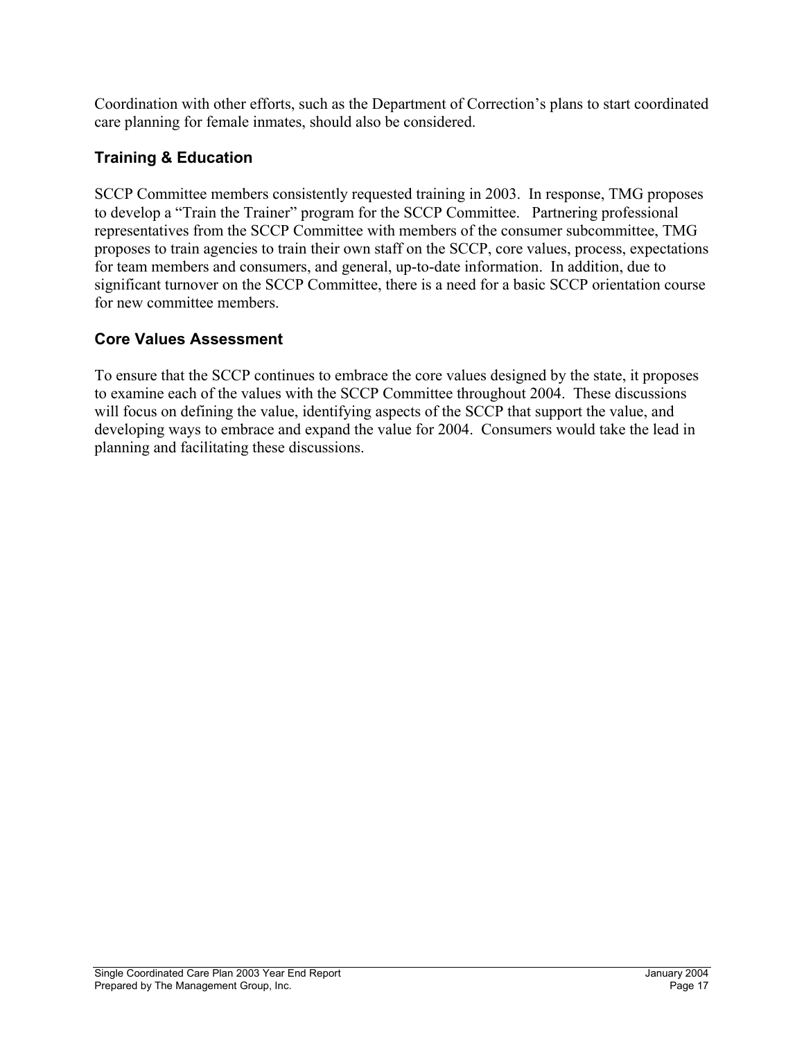Coordination with other efforts, such as the Department of Correction's plans to start coordinated care planning for female inmates, should also be considered.

### Training & Education

SCCP Committee members consistently requested training in 2003. In response, TMG proposes to develop a "Train the Trainer" program for the SCCP Committee. Partnering professional representatives from the SCCP Committee with members of the consumer subcommittee, TMG proposes to train agencies to train their own staff on the SCCP, core values, process, expectations for team members and consumers, and general, up-to-date information. In addition, due to significant turnover on the SCCP Committee, there is a need for a basic SCCP orientation course for new committee members.

### Core Values Assessment

To ensure that the SCCP continues to embrace the core values designed by the state, it proposes to examine each of the values with the SCCP Committee throughout 2004. These discussions will focus on defining the value, identifying aspects of the SCCP that support the value, and developing ways to embrace and expand the value for 2004. Consumers would take the lead in planning and facilitating these discussions.